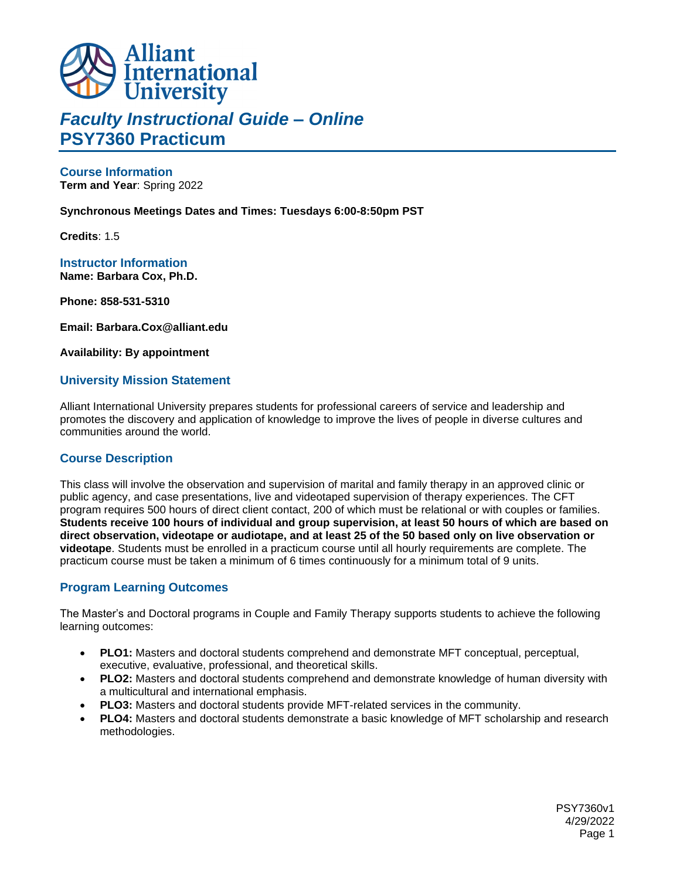# *Faculty Instructional Guide – Online*
# PSY7360 Practicum

## Course Information

**Term and Year**: Spring 2022

**Synchronous Meetings Dates and Times: Tuesdays 6:00-8:50pm PST**

**Credits**: 1.5

## Instructor Information

**Name: Barbara Cox, Ph.D.**

**Phone: 858-531-5310**

**Email: Barbara.Cox@alliant.edu**

**Availability: By appointment**

## University Mission Statement

Alliant International University prepares students for professional careers of service and leadership and promotes the discovery and application of knowledge to improve the lives of people in diverse cultures and communities around the world.

## Course Description

This class will involve the observation and supervision of marital and family therapy in an approved clinic or public agency, and case presentations, live and videotaped supervision of therapy experiences. The CFT program requires 500 hours of direct client contact, 200 of which must be relational or with couples or families. **Students receive 100 hours of individual and group supervision, at least 50 hours of which are based on direct observation, videotape or audiotape, and at least 25 of the 50 based only on live observation or videotape**. Students must be enrolled in a practicum course until all hourly requirements are complete. The practicum course must be taken a minimum of 6 times continuously for a minimum total of 9 units.

## Program Learning Outcomes

The Master's and Doctoral programs in Couple and Family Therapy supports students to achieve the following learning outcomes:

- **PLO1:** Masters and doctoral students comprehend and demonstrate MFT conceptual, perceptual, executive, evaluative, professional, and theoretical skills.
- **PLO2:** Masters and doctoral students comprehend and demonstrate knowledge of human diversity with a multicultural and international emphasis.
- **PLO3:** Masters and doctoral students provide MFT-related services in the community.
- **PLO4:** Masters and doctoral students demonstrate a basic knowledge of MFT scholarship and research methodologies.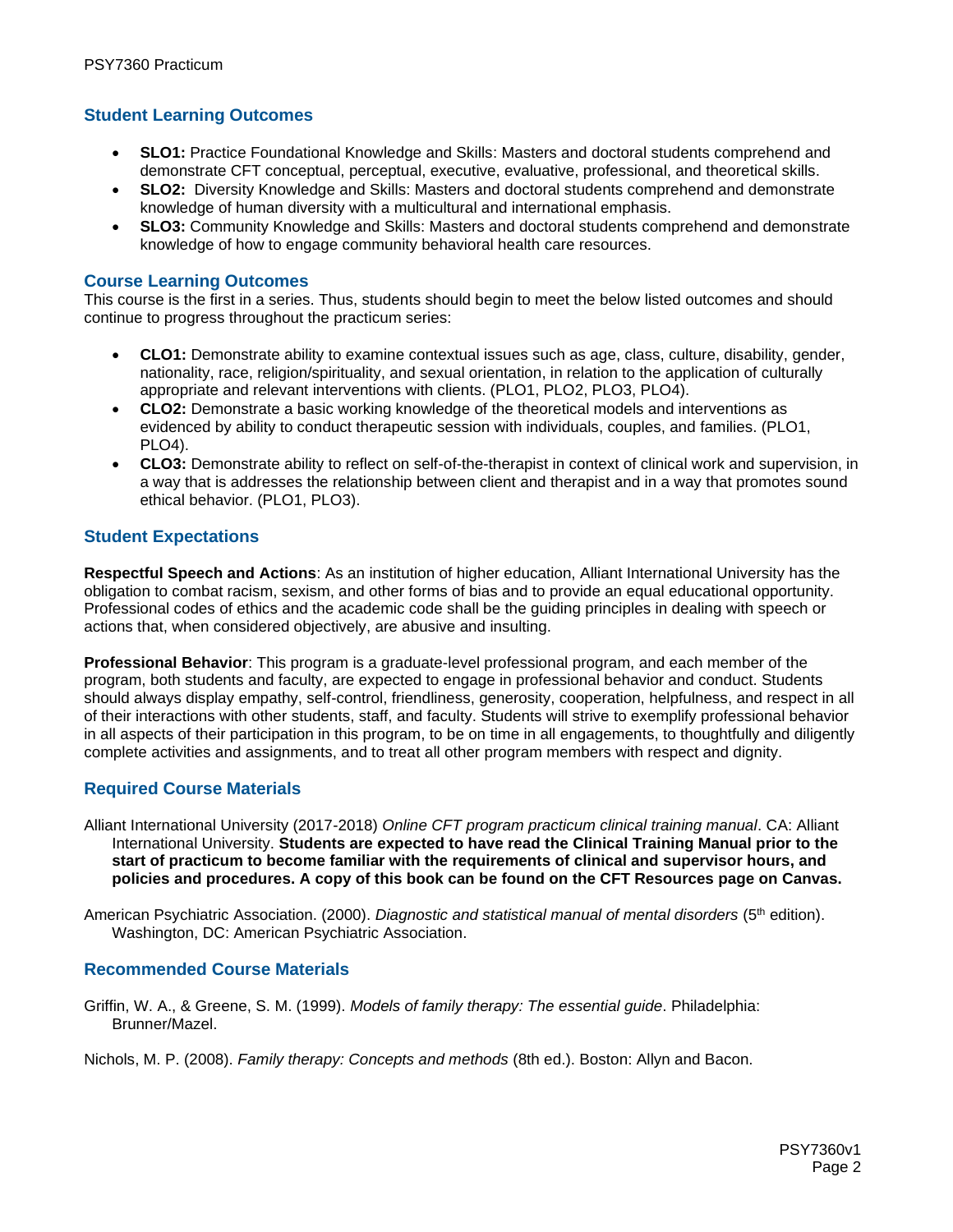## Student Learning Outcomes

- **SLO1:** Practice Foundational Knowledge and Skills: Masters and doctoral students comprehend and demonstrate CFT conceptual, perceptual, executive, evaluative, professional, and theoretical skills.
- **SLO2:** Diversity Knowledge and Skills: Masters and doctoral students comprehend and demonstrate knowledge of human diversity with a multicultural and international emphasis.
- **SLO3:** Community Knowledge and Skills: Masters and doctoral students comprehend and demonstrate knowledge of how to engage community behavioral health care resources.

## Course Learning Outcomes

This course is the first in a series. Thus, students should begin to meet the below listed outcomes and should continue to progress throughout the practicum series:

- **CLO1:** Demonstrate ability to examine contextual issues such as age, class, culture, disability, gender, nationality, race, religion/spirituality, and sexual orientation, in relation to the application of culturally appropriate and relevant interventions with clients. (PLO1, PLO2, PLO3, PLO4).
- **CLO2:** Demonstrate a basic working knowledge of the theoretical models and interventions as evidenced by ability to conduct therapeutic session with individuals, couples, and families. (PLO1, PLO4).
- **CLO3:** Demonstrate ability to reflect on self-of-the-therapist in context of clinical work and supervision, in a way that is addresses the relationship between client and therapist and in a way that promotes sound ethical behavior. (PLO1, PLO3).

## Student Expectations

**Respectful Speech and Actions**: As an institution of higher education, Alliant International University has the obligation to combat racism, sexism, and other forms of bias and to provide an equal educational opportunity. Professional codes of ethics and the academic code shall be the guiding principles in dealing with speech or actions that, when considered objectively, are abusive and insulting.

**Professional Behavior**: This program is a graduate-level professional program, and each member of the program, both students and faculty, are expected to engage in professional behavior and conduct. Students should always display empathy, self-control, friendliness, generosity, cooperation, helpfulness, and respect in all of their interactions with other students, staff, and faculty. Students will strive to exemplify professional behavior in all aspects of their participation in this program, to be on time in all engagements, to thoughtfully and diligently complete activities and assignments, and to treat all other program members with respect and dignity.

## Required Course Materials

Alliant International University (2017-2018) *Online CFT program practicum clinical training manual*. CA: Alliant International University. **Students are expected to have read the Clinical Training Manual prior to the start of practicum to become familiar with the requirements of clinical and supervisor hours, and policies and procedures. A copy of this book can be found on the CFT Resources page on Canvas.**

American Psychiatric Association. (2000). *Diagnostic and statistical manual of mental disorders* (5th edition). Washington, DC: American Psychiatric Association.

## Recommended Course Materials

Griffin, W. A., & Greene, S. M. (1999). *Models of family therapy: The essential guide*. Philadelphia: Brunner/Mazel.

Nichols, M. P. (2008). *Family therapy: Concepts and methods* (8th ed.). Boston: Allyn and Bacon.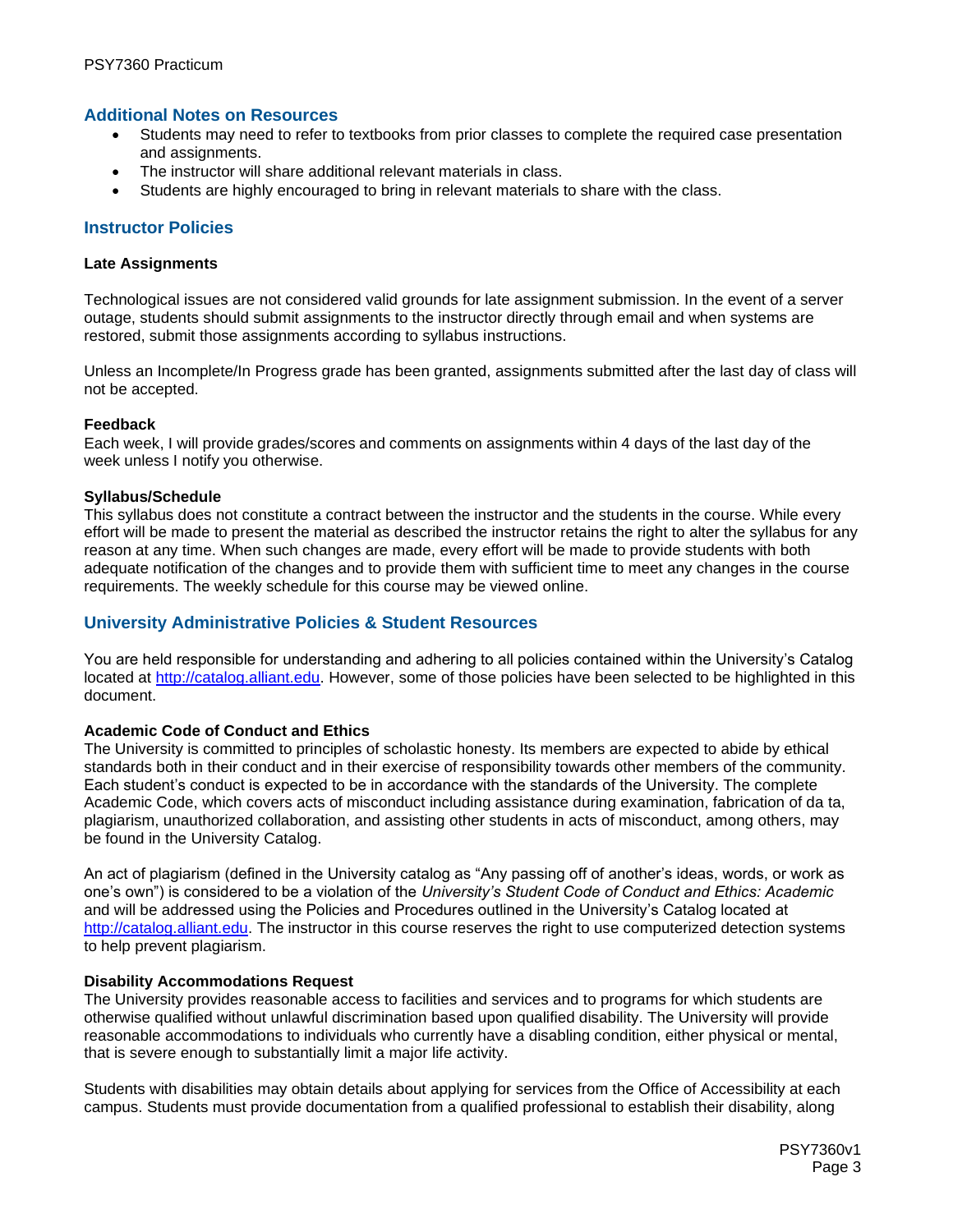## Additional Notes on Resources

- Students may need to refer to textbooks from prior classes to complete the required case presentation and assignments.
- The instructor will share additional relevant materials in class.
- Students are highly encouraged to bring in relevant materials to share with the class.

## Instructor Policies

**Late Assignments**

Technological issues are not considered valid grounds for late assignment submission. In the event of a server outage, students should submit assignments to the instructor directly through email and when systems are restored, submit those assignments according to syllabus instructions.

Unless an Incomplete/In Progress grade has been granted, assignments submitted after the last day of class will not be accepted.

**Feedback**

Each week, I will provide grades/scores and comments on assignments within 4 days of the last day of the week unless I notify you otherwise.

**Syllabus/Schedule**

This syllabus does not constitute a contract between the instructor and the students in the course. While every effort will be made to present the material as described the instructor retains the right to alter the syllabus for any reason at any time. When such changes are made, every effort will be made to provide students with both adequate notification of the changes and to provide them with sufficient time to meet any changes in the course requirements. The weekly schedule for this course may be viewed online.

## University Administrative Policies & Student Resources

You are held responsible for understanding and adhering to all policies contained within the University's Catalog located at [http://catalog.alliant.edu](http://catalog.alliant.edu). However, some of those policies have been selected to be highlighted in this document.

**Academic Code of Conduct and Ethics**

The University is committed to principles of scholastic honesty. Its members are expected to abide by ethical standards both in their conduct and in their exercise of responsibility towards other members of the community. Each student's conduct is expected to be in accordance with the standards of the University. The complete Academic Code, which covers acts of misconduct including assistance during examination, fabrication of da ta, plagiarism, unauthorized collaboration, and assisting other students in acts of misconduct, among others, may be found in the University Catalog.

An act of plagiarism (defined in the University catalog as "Any passing off of another's ideas, words, or work as one's own") is considered to be a violation of the *University's Student Code of Conduct and Ethics: Academic* and will be addressed using the Policies and Procedures outlined in the University's Catalog located at [http://catalog.alliant.edu](http://catalog.alliant.edu). The instructor in this course reserves the right to use computerized detection systems to help prevent plagiarism.

**Disability Accommodations Request**

The University provides reasonable access to facilities and services and to programs for which students are otherwise qualified without unlawful discrimination based upon qualified disability. The University will provide reasonable accommodations to individuals who currently have a disabling condition, either physical or mental, that is severe enough to substantially limit a major life activity.

Students with disabilities may obtain details about applying for services from the Office of Accessibility at each campus. Students must provide documentation from a qualified professional to establish their disability, along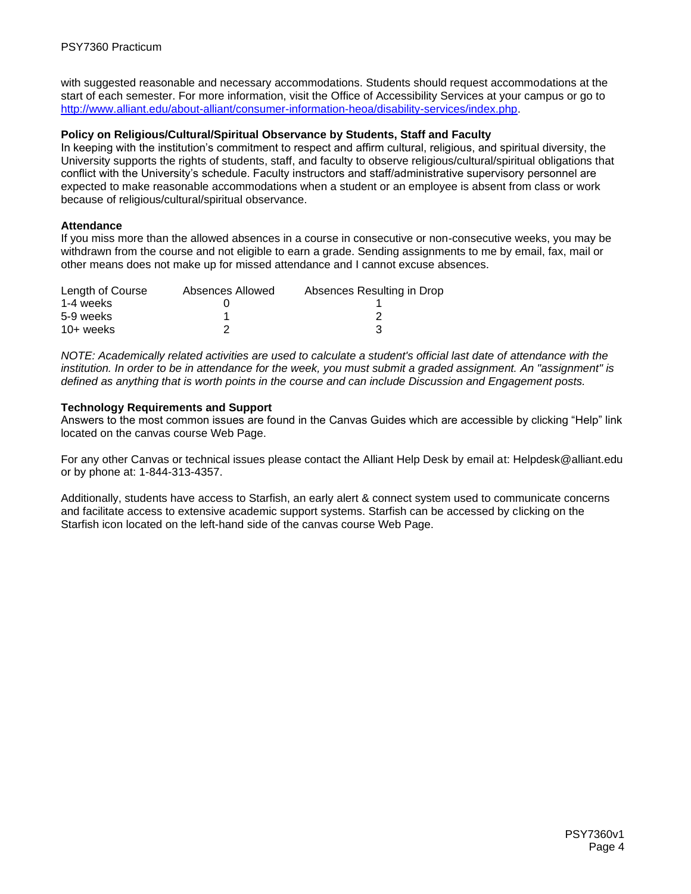with suggested reasonable and necessary accommodations. Students should request accommodations at the start of each semester. For more information, visit the Office of Accessibility Services at your campus or go to [http://www.alliant.edu/about-alliant/consumer-information-heoa/disability-services/index.php](http://www.alliant.edu/about-alliant/consumer-information-heoa/disability-services/index.php).

**Policy on Religious/Cultural/Spiritual Observance by Students, Staff and Faculty**

In keeping with the institution's commitment to respect and affirm cultural, religious, and spiritual diversity, the University supports the rights of students, staff, and faculty to observe religious/cultural/spiritual obligations that conflict with the University's schedule. Faculty instructors and staff/administrative supervisory personnel are expected to make reasonable accommodations when a student or an employee is absent from class or work because of religious/cultural/spiritual observance.

**Attendance**

If you miss more than the allowed absences in a course in consecutive or non-consecutive weeks, you may be withdrawn from the course and not eligible to earn a grade. Sending assignments to me by email, fax, mail or other means does not make up for missed attendance and I cannot excuse absences.

| Length of Course | Absences Allowed | Absences Resulting in Drop |
| --- | --- | --- |
| 1-4 weeks | 0 | 1 |
| 5-9 weeks | 1 | 2 |
| 10+ weeks | 2 | 3 |

*NOTE: Academically related activities are used to calculate a student's official last date of attendance with the institution. In order to be in attendance for the week, you must submit a graded assignment. An "assignment" is defined as anything that is worth points in the course and can include Discussion and Engagement posts.*

**Technology Requirements and Support**

Answers to the most common issues are found in the Canvas Guides which are accessible by clicking "Help" link located on the canvas course Web Page.

For any other Canvas or technical issues please contact the Alliant Help Desk by email at: Helpdesk@alliant.edu or by phone at: 1-844-313-4357.

Additionally, students have access to Starfish, an early alert & connect system used to communicate concerns and facilitate access to extensive academic support systems. Starfish can be accessed by clicking on the Starfish icon located on the left-hand side of the canvas course Web Page.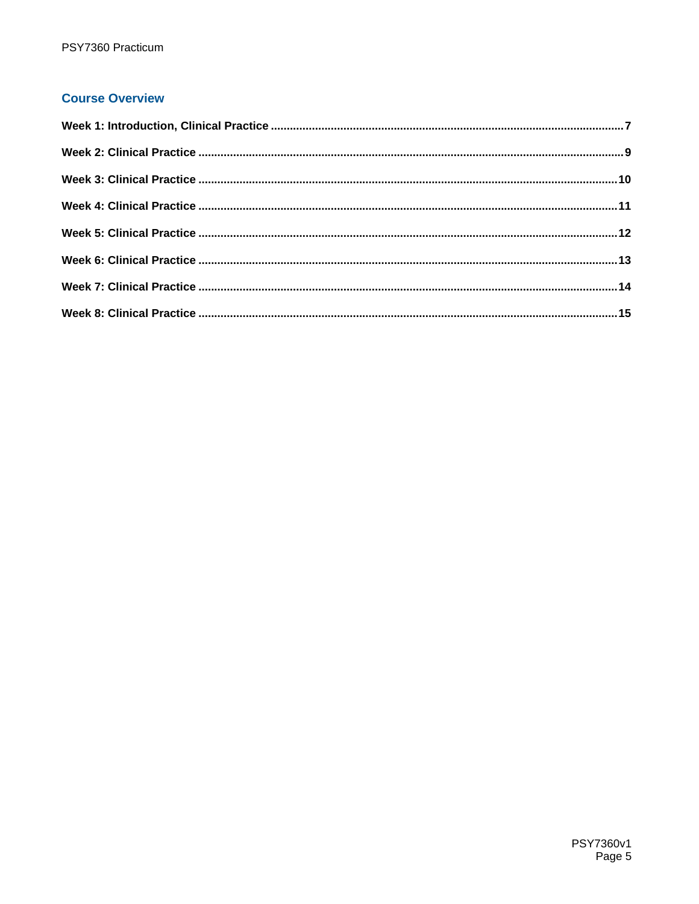## Course Overview

**Week 1: Introduction, Clinical Practice** .......... 7

**Week 2: Clinical Practice** .......... 9

**Week 3: Clinical Practice** .......... 10

**Week 4: Clinical Practice** .......... 11

**Week 5: Clinical Practice** .......... 12

**Week 6: Clinical Practice** .......... 13

**Week 7: Clinical Practice** .......... 14

**Week 8: Clinical Practice** .......... 15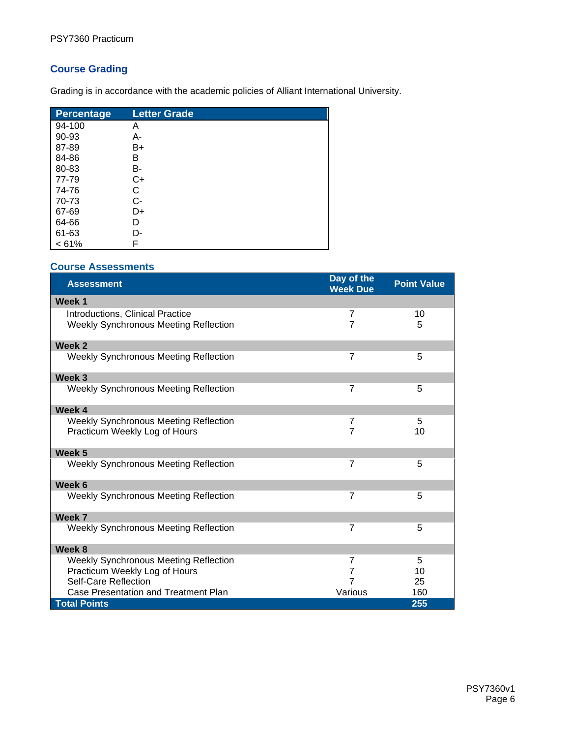## Course Grading

Grading is in accordance with the academic policies of Alliant International University.

| Percentage | Letter Grade |
|---|---|
| 94-100 | A |
| 90-93 | A- |
| 87-89 | B+ |
| 84-86 | B |
| 80-83 | B- |
| 77-79 | C+ |
| 74-76 | C |
| 70-73 | C- |
| 67-69 | D+ |
| 64-66 | D |
| 61-63 | D- |
| < 61% | F |

## Course Assessments

| Assessment | Day of the Week Due | Point Value |
|---|---|---|
| **Week 1** | | |
| Introductions, Clinical Practice | 7 | 10 |
| Weekly Synchronous Meeting Reflection | 7 | 5 |
| **Week 2** | | |
| Weekly Synchronous Meeting Reflection | 7 | 5 |
| **Week 3** | | |
| Weekly Synchronous Meeting Reflection | 7 | 5 |
| **Week 4** | | |
| Weekly Synchronous Meeting Reflection | 7 | 5 |
| Practicum Weekly Log of Hours | 7 | 10 |
| **Week 5** | | |
| Weekly Synchronous Meeting Reflection | 7 | 5 |
| **Week 6** | | |
| Weekly Synchronous Meeting Reflection | 7 | 5 |
| **Week 7** | | |
| Weekly Synchronous Meeting Reflection | 7 | 5 |
| **Week 8** | | |
| Weekly Synchronous Meeting Reflection | 7 | 5 |
| Practicum Weekly Log of Hours | 7 | 10 |
| Self-Care Reflection | 7 | 25 |
| Case Presentation and Treatment Plan | Various | 160 |
| **Total Points** | | **255** |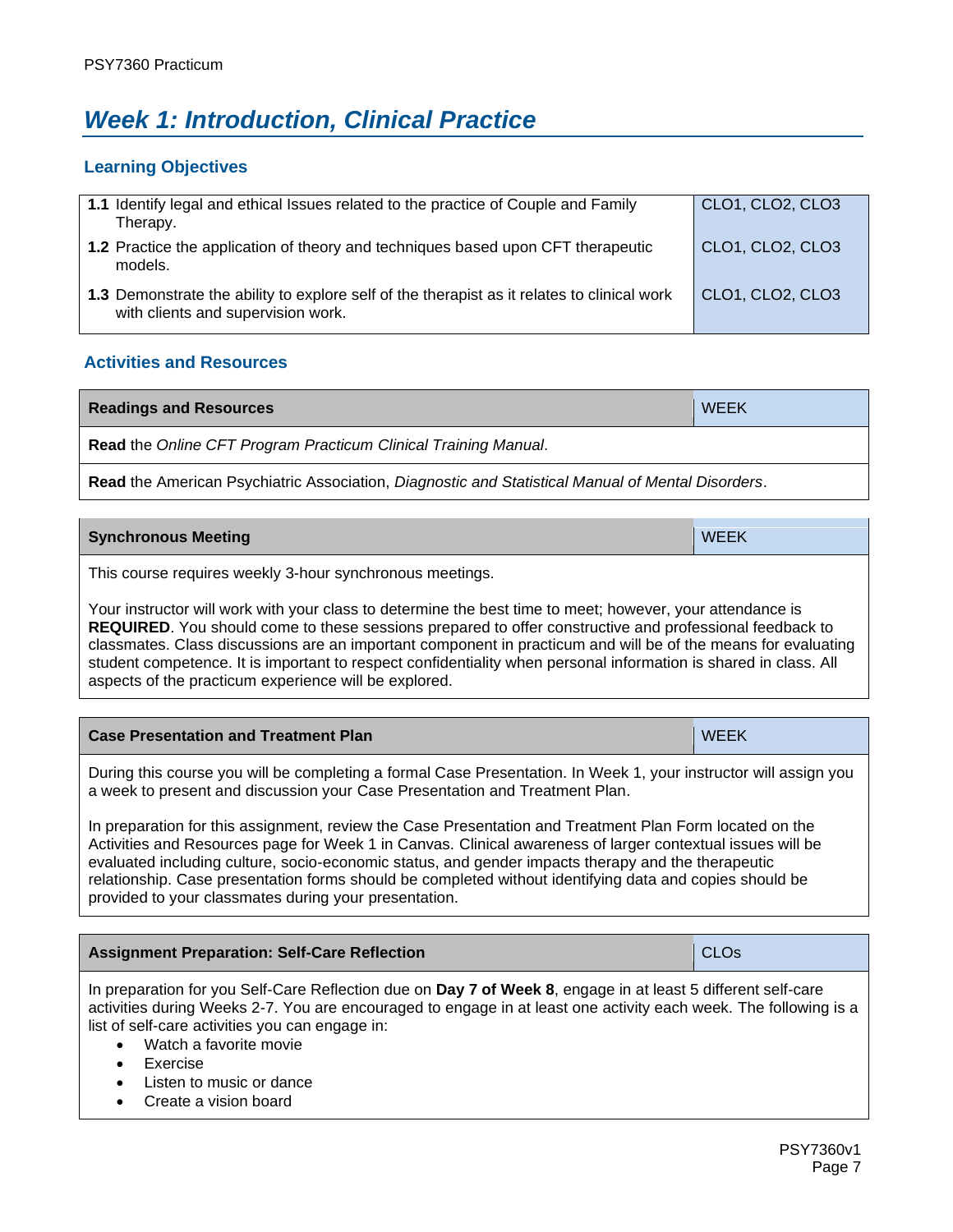# Week 1: Introduction, Clinical Practice

## Learning Objectives

| | |
|---|---|
| **1.1** Identify legal and ethical Issues related to the practice of Couple and Family Therapy. | CLO1, CLO2, CLO3 |
| **1.2** Practice the application of theory and techniques based upon CFT therapeutic models. | CLO1, CLO2, CLO3 |
| **1.3** Demonstrate the ability to explore self of the therapist as it relates to clinical work with clients and supervision work. | CLO1, CLO2, CLO3 |

## Activities and Resources

| **Readings and Resources** | WEEK |
|---|---|
| **Read** the *Online CFT Program Practicum Clinical Training Manual*. | |
| **Read** the American Psychiatric Association, *Diagnostic and Statistical Manual of Mental Disorders*. | |

| **Synchronous Meeting** | WEEK |
|---|---|
| This course requires weekly 3-hour synchronous meetings.<br><br>Your instructor will work with your class to determine the best time to meet; however, your attendance is **REQUIRED**. You should come to these sessions prepared to offer constructive and professional feedback to classmates. Class discussions are an important component in practicum and will be of the means for evaluating student competence. It is important to respect confidentiality when personal information is shared in class. All aspects of the practicum experience will be explored. | |

| **Case Presentation and Treatment Plan** | WEEK |
|---|---|
| During this course you will be completing a formal Case Presentation. In Week 1, your instructor will assign you a week to present and discussion your Case Presentation and Treatment Plan.<br><br>In preparation for this assignment, review the Case Presentation and Treatment Plan Form located on the Activities and Resources page for Week 1 in Canvas. Clinical awareness of larger contextual issues will be evaluated including culture, socio-economic status, and gender impacts therapy and the therapeutic relationship. Case presentation forms should be completed without identifying data and copies should be provided to your classmates during your presentation. | |

| **Assignment Preparation: Self-Care Reflection** | CLOs |
|---|---|
| In preparation for you Self-Care Reflection due on **Day 7 of Week 8**, engage in at least 5 different self-care activities during Weeks 2-7. You are encouraged to engage in at least one activity each week. The following is a list of self-care activities you can engage in:<br>• Watch a favorite movie<br>• Exercise<br>• Listen to music or dance<br>• Create a vision board | |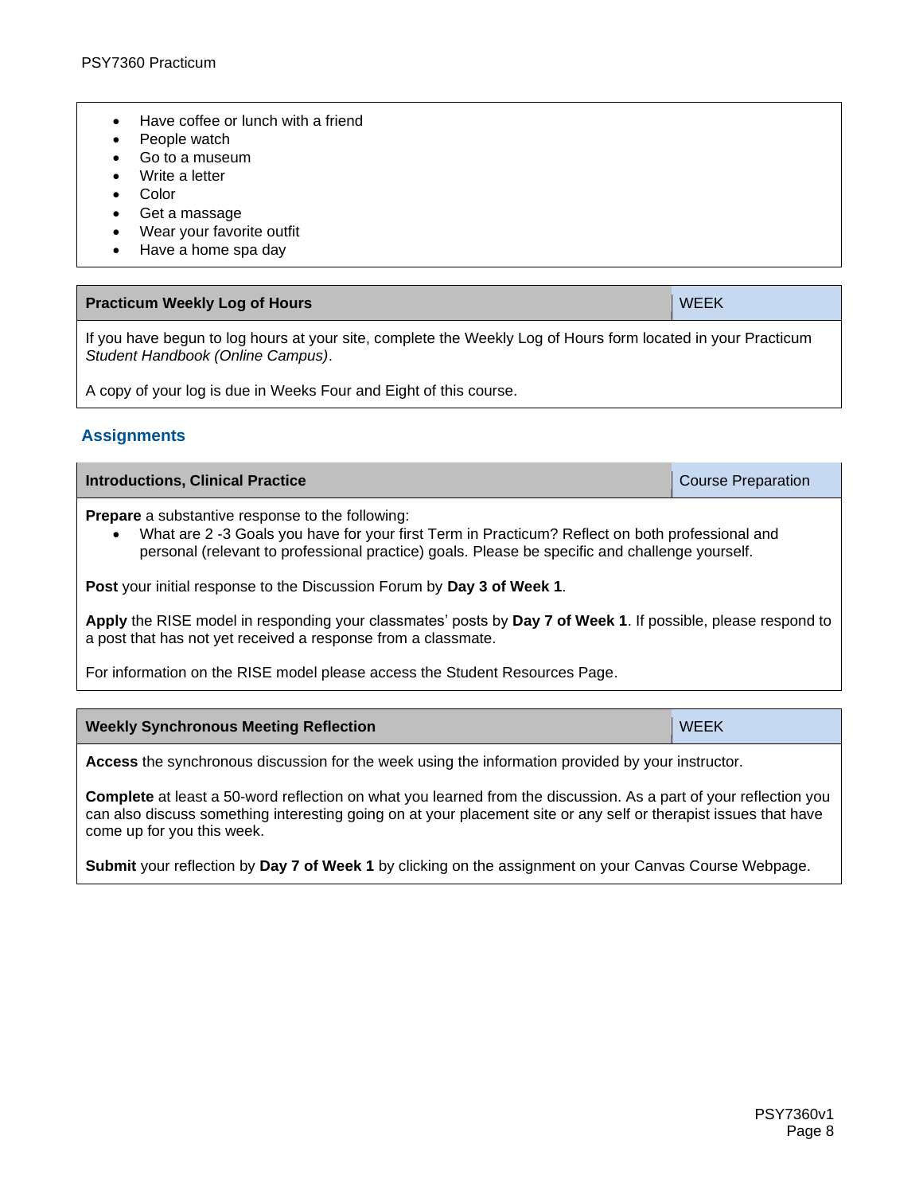- Have coffee or lunch with a friend
- People watch
- Go to a museum
- Write a letter
- Color
- Get a massage
- Wear your favorite outfit
- Have a home spa day

| **Practicum Weekly Log of Hours** | WEEK |
|---|---|

If you have begun to log hours at your site, complete the Weekly Log of Hours form located in your Practicum *Student Handbook (Online Campus)*.

A copy of your log is due in Weeks Four and Eight of this course.

## Assignments

| **Introductions, Clinical Practice** | Course Preparation |
|---|---|

**Prepare** a substantive response to the following:

- What are 2 -3 Goals you have for your first Term in Practicum? Reflect on both professional and personal (relevant to professional practice) goals. Please be specific and challenge yourself.

**Post** your initial response to the Discussion Forum by **Day 3 of Week 1**.

**Apply** the RISE model in responding your classmates' posts by **Day 7 of Week 1**. If possible, please respond to a post that has not yet received a response from a classmate.

For information on the RISE model please access the Student Resources Page.

| **Weekly Synchronous Meeting Reflection** | WEEK |
|---|---|

**Access** the synchronous discussion for the week using the information provided by your instructor.

**Complete** at least a 50-word reflection on what you learned from the discussion. As a part of your reflection you can also discuss something interesting going on at your placement site or any self or therapist issues that have come up for you this week.

**Submit** your reflection by **Day 7 of Week 1** by clicking on the assignment on your Canvas Course Webpage.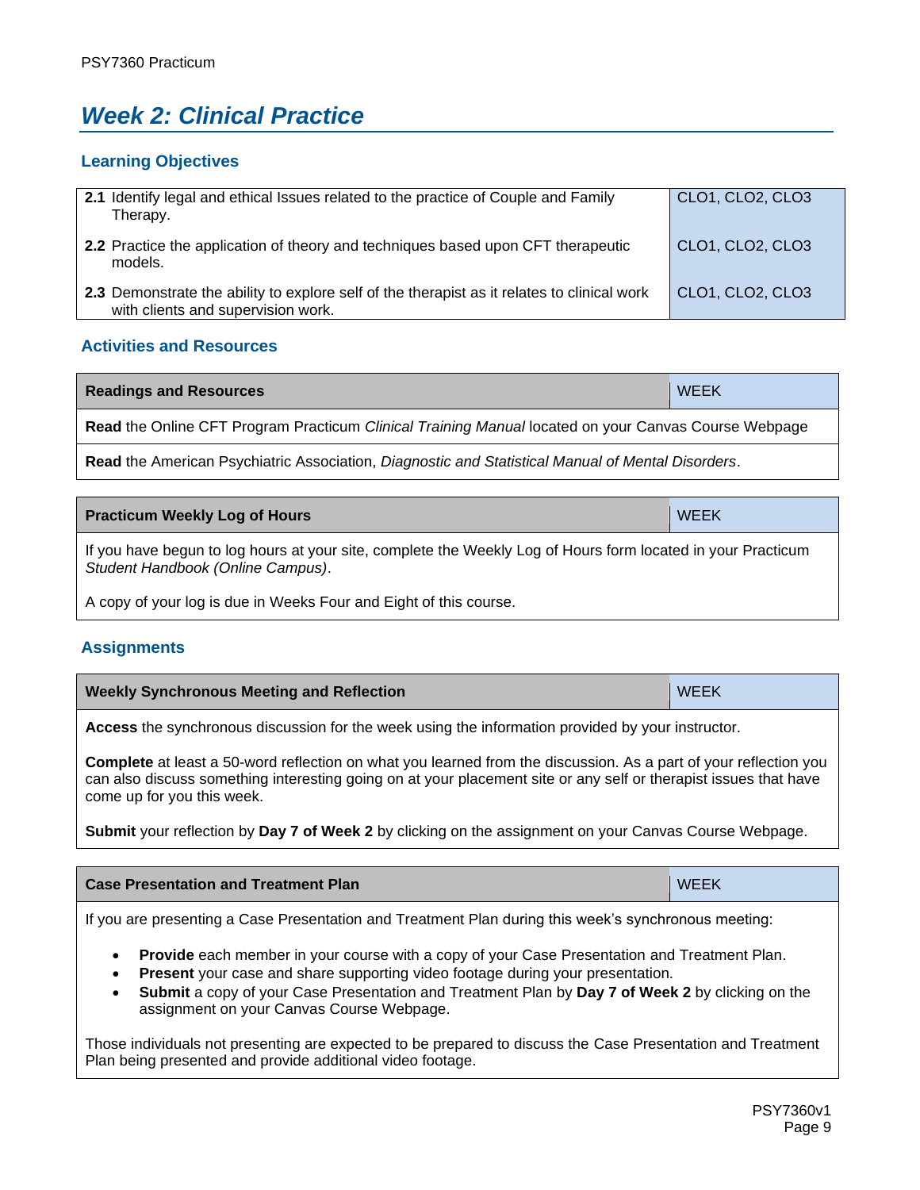# Week 2: Clinical Practice

## Learning Objectives

| | |
|---|---|
| **2.1** Identify legal and ethical Issues related to the practice of Couple and Family Therapy. | CLO1, CLO2, CLO3 |
| **2.2** Practice the application of theory and techniques based upon CFT therapeutic models. | CLO1, CLO2, CLO3 |
| **2.3** Demonstrate the ability to explore self of the therapist as it relates to clinical work with clients and supervision work. | CLO1, CLO2, CLO3 |

## Activities and Resources

| **Readings and Resources** | WEEK |
|---|---|
| **Read** the Online CFT Program Practicum *Clinical Training Manual* located on your Canvas Course Webpage | |
| **Read** the American Psychiatric Association, *Diagnostic and Statistical Manual of Mental Disorders*. | |

| **Practicum Weekly Log of Hours** | WEEK |
|---|---|
| If you have begun to log hours at your site, complete the Weekly Log of Hours form located in your Practicum *Student Handbook (Online Campus)*. <br><br> A copy of your log is due in Weeks Four and Eight of this course. | |

## Assignments

| **Weekly Synchronous Meeting and Reflection** | WEEK |
|---|---|
| **Access** the synchronous discussion for the week using the information provided by your instructor. <br><br> **Complete** at least a 50-word reflection on what you learned from the discussion. As a part of your reflection you can also discuss something interesting going on at your placement site or any self or therapist issues that have come up for you this week. <br><br> **Submit** your reflection by **Day 7 of Week 2** by clicking on the assignment on your Canvas Course Webpage. | |

| **Case Presentation and Treatment Plan** | WEEK |
|---|---|
| If you are presenting a Case Presentation and Treatment Plan during this week's synchronous meeting: <br><br> • **Provide** each member in your course with a copy of your Case Presentation and Treatment Plan. <br> • **Present** your case and share supporting video footage during your presentation. <br> • **Submit** a copy of your Case Presentation and Treatment Plan by **Day 7 of Week 2** by clicking on the assignment on your Canvas Course Webpage. <br><br> Those individuals not presenting are expected to be prepared to discuss the Case Presentation and Treatment Plan being presented and provide additional video footage. | |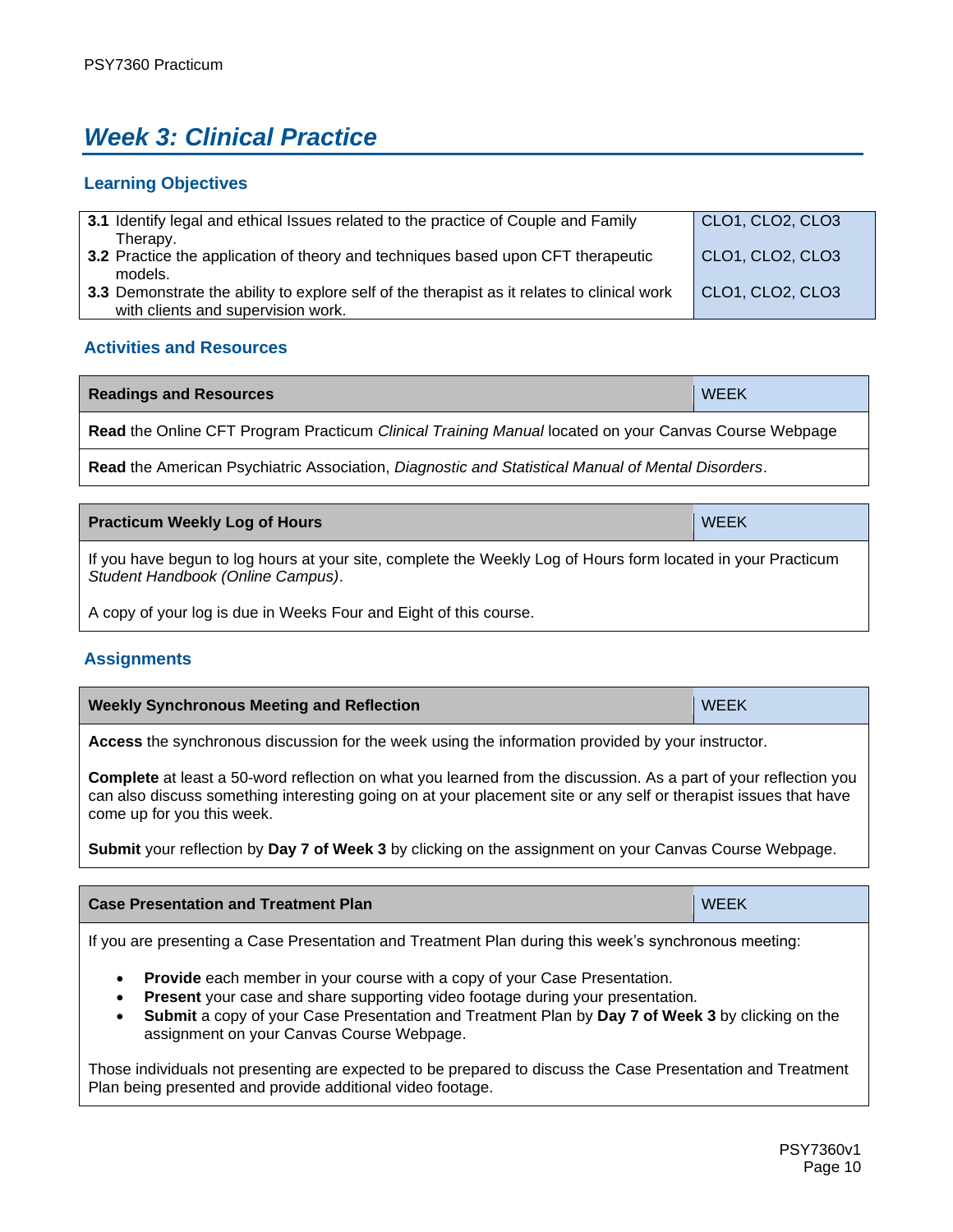# Week 3: Clinical Practice

## Learning Objectives

| | |
|---|---|
| **3.1** Identify legal and ethical Issues related to the practice of Couple and Family Therapy. | CLO1, CLO2, CLO3 |
| **3.2** Practice the application of theory and techniques based upon CFT therapeutic models. | CLO1, CLO2, CLO3 |
| **3.3** Demonstrate the ability to explore self of the therapist as it relates to clinical work with clients and supervision work. | CLO1, CLO2, CLO3 |

## Activities and Resources

| **Readings and Resources** | WEEK |
|---|---|
| **Read** the Online CFT Program Practicum *Clinical Training Manual* located on your Canvas Course Webpage | |
| **Read** the American Psychiatric Association, *Diagnostic and Statistical Manual of Mental Disorders*. | |

| **Practicum Weekly Log of Hours** | WEEK |
|---|---|

If you have begun to log hours at your site, complete the Weekly Log of Hours form located in your Practicum *Student Handbook (Online Campus)*.

A copy of your log is due in Weeks Four and Eight of this course.

## Assignments

| **Weekly Synchronous Meeting and Reflection** | WEEK |
|---|---|

**Access** the synchronous discussion for the week using the information provided by your instructor.

**Complete** at least a 50-word reflection on what you learned from the discussion. As a part of your reflection you can also discuss something interesting going on at your placement site or any self or therapist issues that have come up for you this week.

**Submit** your reflection by **Day 7 of Week 3** by clicking on the assignment on your Canvas Course Webpage.

| **Case Presentation and Treatment Plan** | WEEK |
|---|---|

If you are presenting a Case Presentation and Treatment Plan during this week's synchronous meeting:

- **Provide** each member in your course with a copy of your Case Presentation.
- **Present** your case and share supporting video footage during your presentation.
- **Submit** a copy of your Case Presentation and Treatment Plan by **Day 7 of Week 3** by clicking on the assignment on your Canvas Course Webpage.

Those individuals not presenting are expected to be prepared to discuss the Case Presentation and Treatment Plan being presented and provide additional video footage.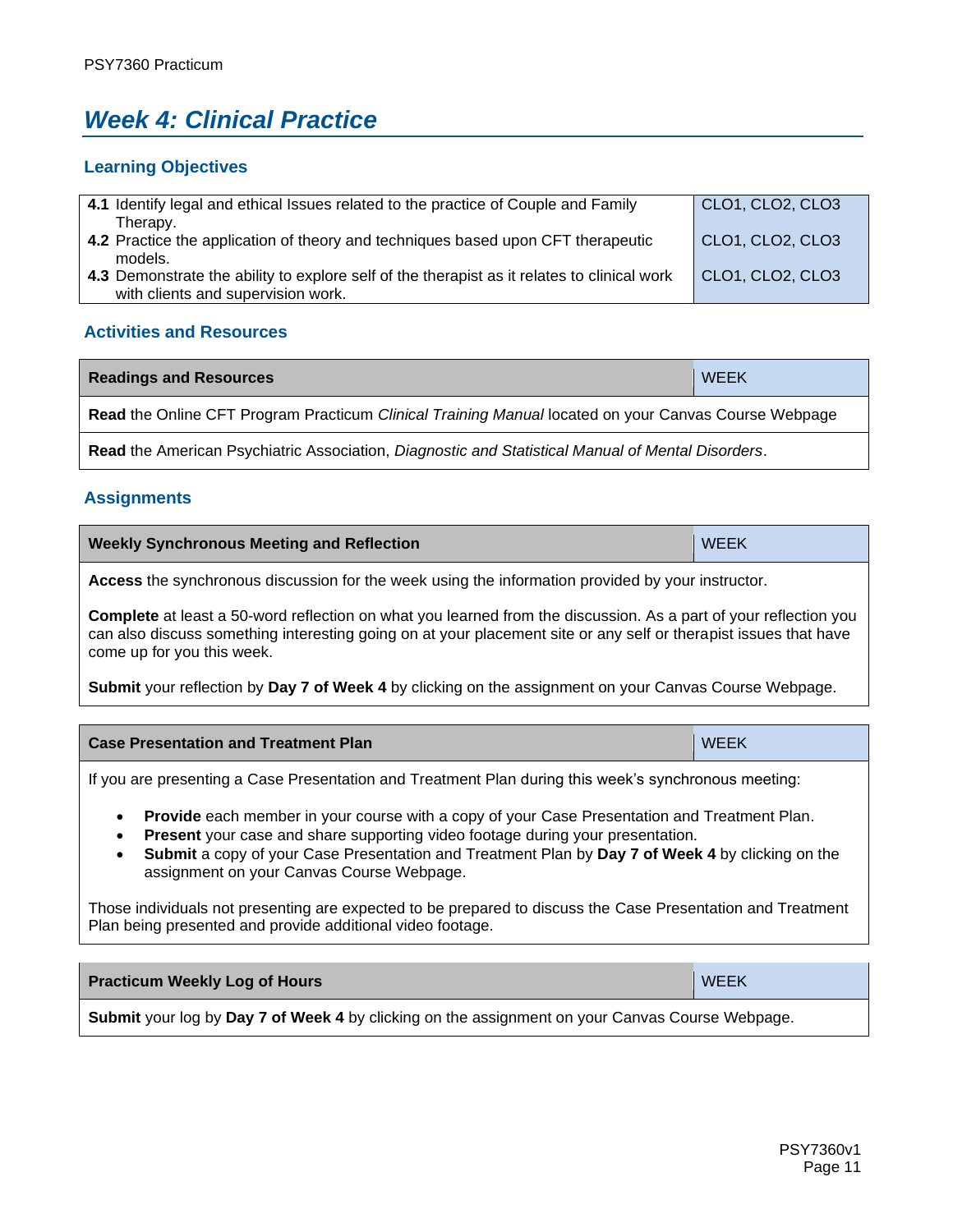# Week 4: Clinical Practice

## Learning Objectives

| | |
|---|---|
| **4.1** Identify legal and ethical Issues related to the practice of Couple and Family Therapy. | CLO1, CLO2, CLO3 |
| **4.2** Practice the application of theory and techniques based upon CFT therapeutic models. | CLO1, CLO2, CLO3 |
| **4.3** Demonstrate the ability to explore self of the therapist as it relates to clinical work with clients and supervision work. | CLO1, CLO2, CLO3 |

## Activities and Resources

| **Readings and Resources** | WEEK |
|---|---|
| **Read** the Online CFT Program Practicum *Clinical Training Manual* located on your Canvas Course Webpage | |
| **Read** the American Psychiatric Association, *Diagnostic and Statistical Manual of Mental Disorders*. | |

## Assignments

| **Weekly Synchronous Meeting and Reflection** | WEEK |
|---|---|

**Access** the synchronous discussion for the week using the information provided by your instructor.

**Complete** at least a 50-word reflection on what you learned from the discussion. As a part of your reflection you can also discuss something interesting going on at your placement site or any self or therapist issues that have come up for you this week.

**Submit** your reflection by **Day 7 of Week 4** by clicking on the assignment on your Canvas Course Webpage.

| **Case Presentation and Treatment Plan** | WEEK |
|---|---|

If you are presenting a Case Presentation and Treatment Plan during this week's synchronous meeting:

- **Provide** each member in your course with a copy of your Case Presentation and Treatment Plan.
- **Present** your case and share supporting video footage during your presentation.
- **Submit** a copy of your Case Presentation and Treatment Plan by **Day 7 of Week 4** by clicking on the assignment on your Canvas Course Webpage.

Those individuals not presenting are expected to be prepared to discuss the Case Presentation and Treatment Plan being presented and provide additional video footage.

| **Practicum Weekly Log of Hours** | WEEK |
|---|---|

**Submit** your log by **Day 7 of Week 4** by clicking on the assignment on your Canvas Course Webpage.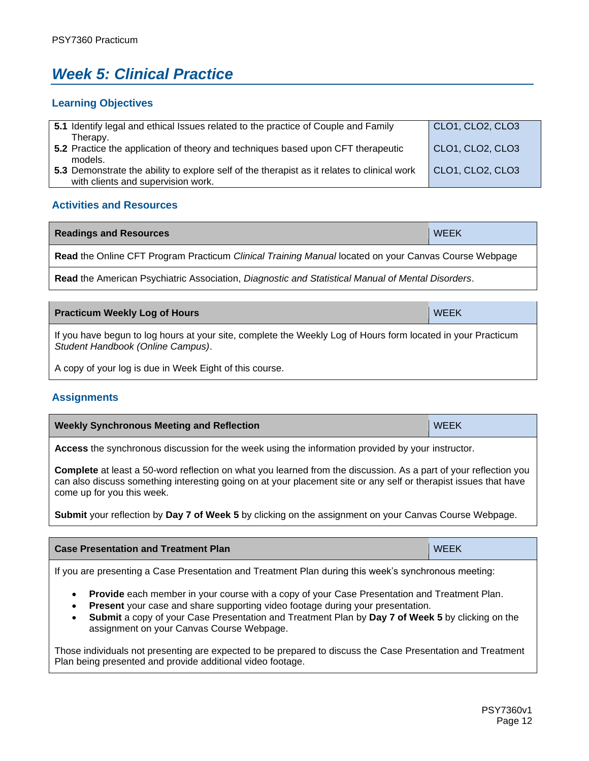# Week 5: Clinical Practice

## Learning Objectives

| | |
|---|---|
| **5.1** Identify legal and ethical Issues related to the practice of Couple and Family Therapy. | CLO1, CLO2, CLO3 |
| **5.2** Practice the application of theory and techniques based upon CFT therapeutic models. | CLO1, CLO2, CLO3 |
| **5.3** Demonstrate the ability to explore self of the therapist as it relates to clinical work with clients and supervision work. | CLO1, CLO2, CLO3 |

## Activities and Resources

| **Readings and Resources** | WEEK |
|---|---|
| **Read** the Online CFT Program Practicum *Clinical Training Manual* located on your Canvas Course Webpage | |
| **Read** the American Psychiatric Association, *Diagnostic and Statistical Manual of Mental Disorders*. | |

| **Practicum Weekly Log of Hours** | WEEK |
|---|---|
| If you have begun to log hours at your site, complete the Weekly Log of Hours form located in your Practicum *Student Handbook (Online Campus)*.<br><br>A copy of your log is due in Week Eight of this course. | |

## Assignments

| **Weekly Synchronous Meeting and Reflection** | WEEK |
|---|---|
| **Access** the synchronous discussion for the week using the information provided by your instructor.<br><br>**Complete** at least a 50-word reflection on what you learned from the discussion. As a part of your reflection you can also discuss something interesting going on at your placement site or any self or therapist issues that have come up for you this week.<br><br>**Submit** your reflection by **Day 7 of Week 5** by clicking on the assignment on your Canvas Course Webpage. | |

| **Case Presentation and Treatment Plan** | WEEK |
|---|---|
| If you are presenting a Case Presentation and Treatment Plan during this week's synchronous meeting:<br><br>• **Provide** each member in your course with a copy of your Case Presentation and Treatment Plan.<br>• **Present** your case and share supporting video footage during your presentation.<br>• **Submit** a copy of your Case Presentation and Treatment Plan by **Day 7 of Week 5** by clicking on the assignment on your Canvas Course Webpage.<br><br>Those individuals not presenting are expected to be prepared to discuss the Case Presentation and Treatment Plan being presented and provide additional video footage. | |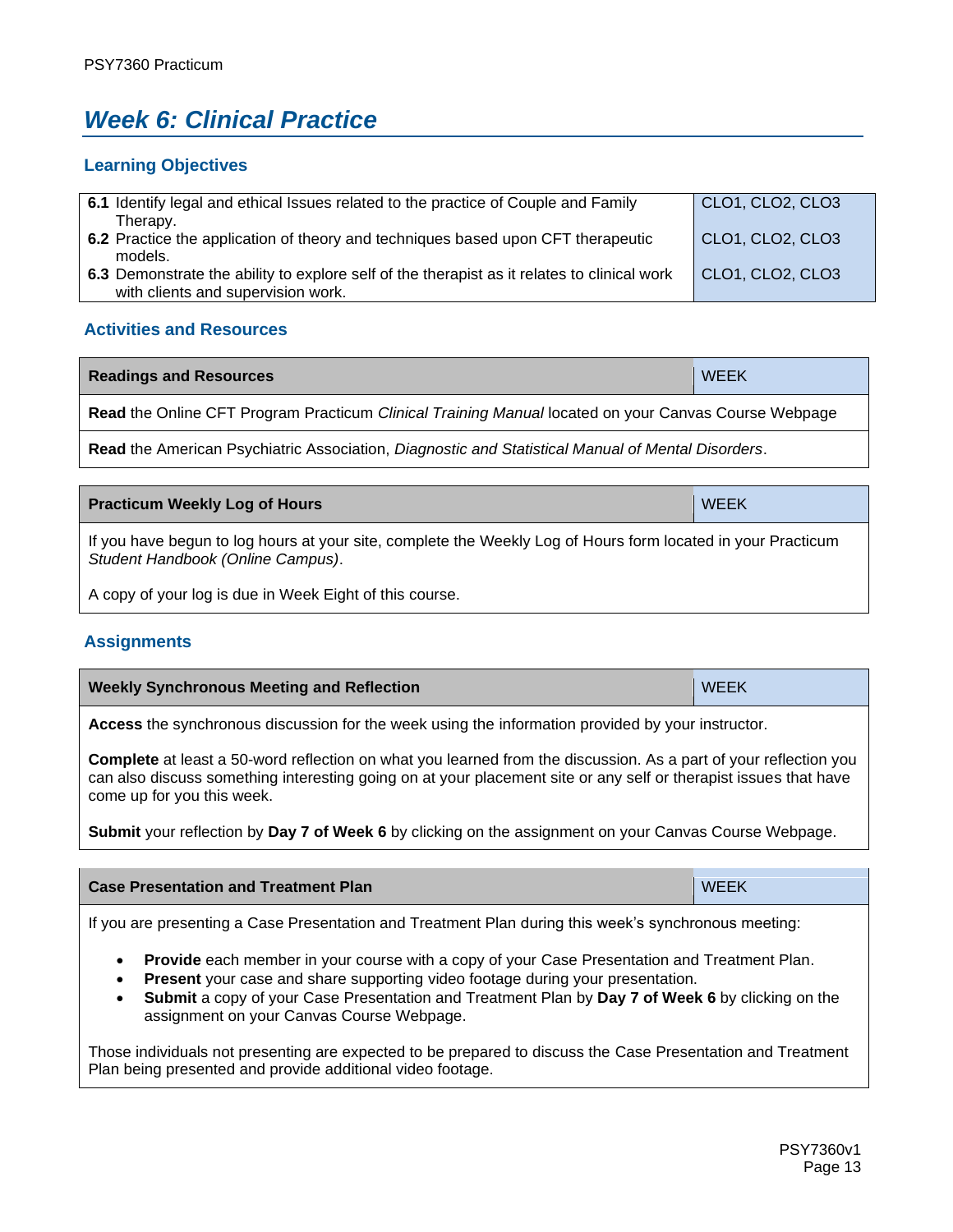# Week 6: Clinical Practice

## Learning Objectives

| | |
|---|---|
| **6.1** Identify legal and ethical Issues related to the practice of Couple and Family Therapy. | CLO1, CLO2, CLO3 |
| **6.2** Practice the application of theory and techniques based upon CFT therapeutic models. | CLO1, CLO2, CLO3 |
| **6.3** Demonstrate the ability to explore self of the therapist as it relates to clinical work with clients and supervision work. | CLO1, CLO2, CLO3 |

## Activities and Resources

| Readings and Resources | WEEK |
|---|---|
| **Read** the Online CFT Program Practicum *Clinical Training Manual* located on your Canvas Course Webpage | |
| **Read** the American Psychiatric Association, *Diagnostic and Statistical Manual of Mental Disorders*. | |

| Practicum Weekly Log of Hours | WEEK |
|---|---|
| If you have begun to log hours at your site, complete the Weekly Log of Hours form located in your Practicum *Student Handbook (Online Campus)*. <br><br> A copy of your log is due in Week Eight of this course. | |

## Assignments

| Weekly Synchronous Meeting and Reflection | WEEK |
|---|---|
| **Access** the synchronous discussion for the week using the information provided by your instructor. <br><br> **Complete** at least a 50-word reflection on what you learned from the discussion. As a part of your reflection you can also discuss something interesting going on at your placement site or any self or therapist issues that have come up for you this week. <br><br> **Submit** your reflection by **Day 7 of Week 6** by clicking on the assignment on your Canvas Course Webpage. | |

| Case Presentation and Treatment Plan | WEEK |
|---|---|
| If you are presenting a Case Presentation and Treatment Plan during this week's synchronous meeting: <br><br> • **Provide** each member in your course with a copy of your Case Presentation and Treatment Plan. <br> • **Present** your case and share supporting video footage during your presentation. <br> • **Submit** a copy of your Case Presentation and Treatment Plan by **Day 7 of Week 6** by clicking on the assignment on your Canvas Course Webpage. <br><br> Those individuals not presenting are expected to be prepared to discuss the Case Presentation and Treatment Plan being presented and provide additional video footage. | |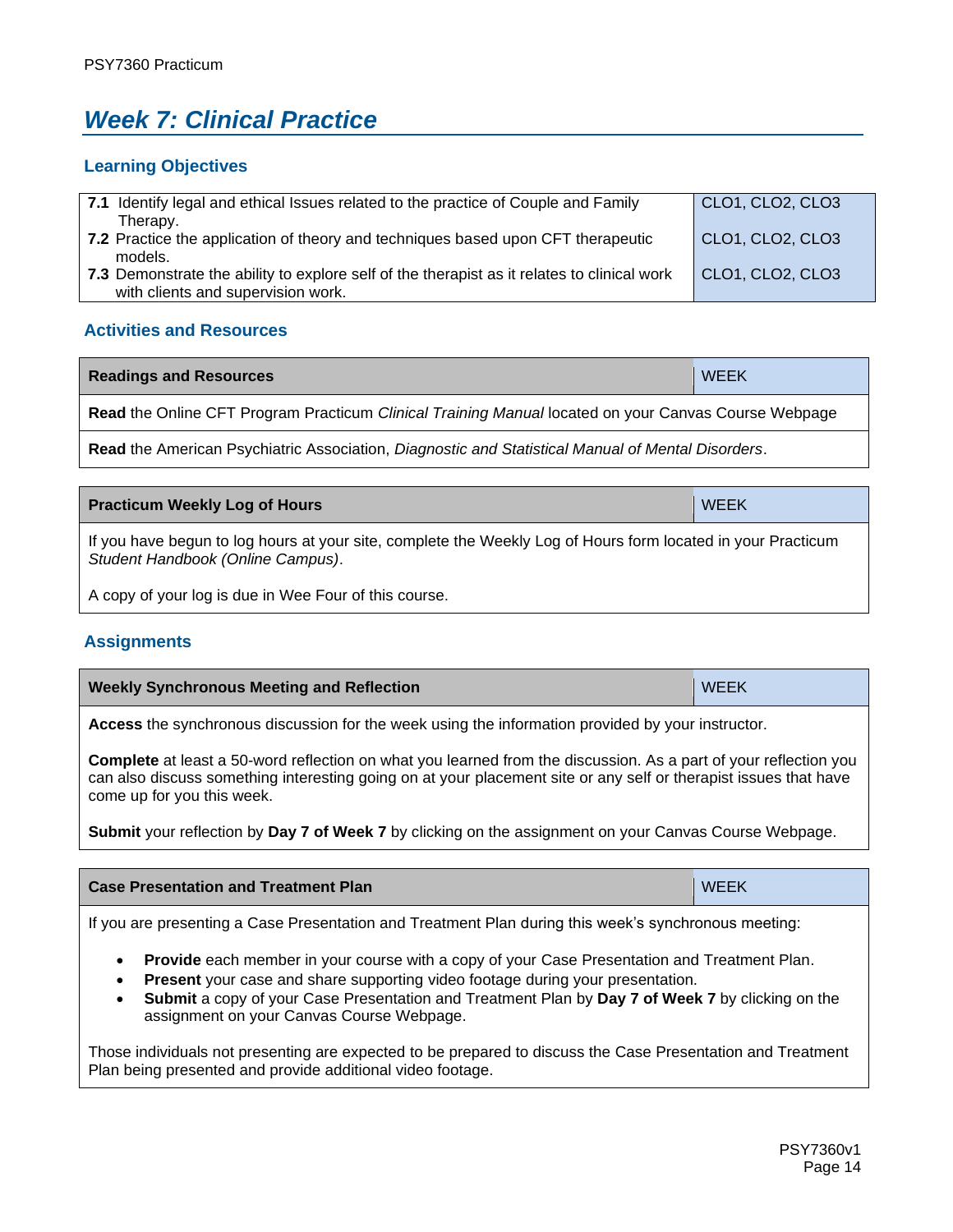## Week 7: Clinical Practice

### Learning Objectives

| | |
|---|---|
| **7.1** Identify legal and ethical Issues related to the practice of Couple and Family Therapy. | CLO1, CLO2, CLO3 |
| **7.2** Practice the application of theory and techniques based upon CFT therapeutic models. | CLO1, CLO2, CLO3 |
| **7.3** Demonstrate the ability to explore self of the therapist as it relates to clinical work with clients and supervision work. | CLO1, CLO2, CLO3 |

### Activities and Resources

| Readings and Resources | WEEK |
|---|---|
| **Read** the Online CFT Program Practicum *Clinical Training Manual* located on your Canvas Course Webpage | |
| **Read** the American Psychiatric Association, *Diagnostic and Statistical Manual of Mental Disorders*. | |

| Practicum Weekly Log of Hours | WEEK |
|---|---|
| If you have begun to log hours at your site, complete the Weekly Log of Hours form located in your Practicum *Student Handbook (Online Campus)*.<br><br>A copy of your log is due in Wee Four of this course. | |

### Assignments

| Weekly Synchronous Meeting and Reflection | WEEK |
|---|---|
| **Access** the synchronous discussion for the week using the information provided by your instructor.<br><br>**Complete** at least a 50-word reflection on what you learned from the discussion. As a part of your reflection you can also discuss something interesting going on at your placement site or any self or therapist issues that have come up for you this week.<br><br>**Submit** your reflection by **Day 7 of Week 7** by clicking on the assignment on your Canvas Course Webpage. | |

| Case Presentation and Treatment Plan | WEEK |
|---|---|
| If you are presenting a Case Presentation and Treatment Plan during this week's synchronous meeting:<br><br>• **Provide** each member in your course with a copy of your Case Presentation and Treatment Plan.<br>• **Present** your case and share supporting video footage during your presentation.<br>• **Submit** a copy of your Case Presentation and Treatment Plan by **Day 7 of Week 7** by clicking on the assignment on your Canvas Course Webpage.<br><br>Those individuals not presenting are expected to be prepared to discuss the Case Presentation and Treatment Plan being presented and provide additional video footage. | |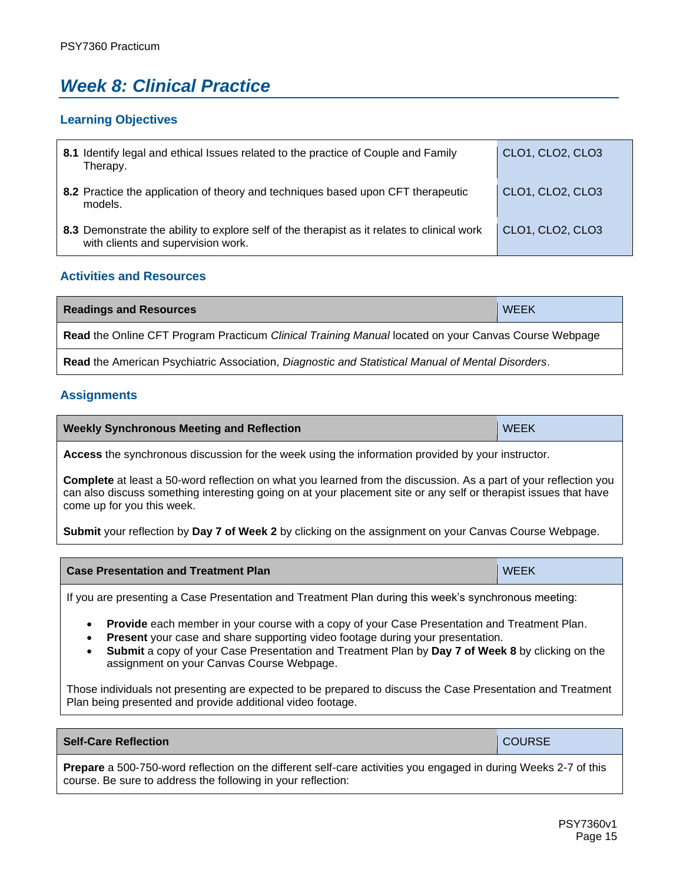# *Week 8: Clinical Practice*

### Learning Objectives

| | |
|---|---|
| **8.1** Identify legal and ethical Issues related to the practice of Couple and Family Therapy. | CLO1, CLO2, CLO3 |
| **8.2** Practice the application of theory and techniques based upon CFT therapeutic models. | CLO1, CLO2, CLO3 |
| **8.3** Demonstrate the ability to explore self of the therapist as it relates to clinical work with clients and supervision work. | CLO1, CLO2, CLO3 |

### Activities and Resources

| Readings and Resources | WEEK |
|---|---|
| **Read** the Online CFT Program Practicum *Clinical Training Manual* located on your Canvas Course Webpage | |
| **Read** the American Psychiatric Association, *Diagnostic and Statistical Manual of Mental Disorders*. | |

### Assignments

| Weekly Synchronous Meeting and Reflection | WEEK |
|---|---|

**Access** the synchronous discussion for the week using the information provided by your instructor.

**Complete** at least a 50-word reflection on what you learned from the discussion. As a part of your reflection you can also discuss something interesting going on at your placement site or any self or therapist issues that have come up for you this week.

**Submit** your reflection by **Day 7 of Week 2** by clicking on the assignment on your Canvas Course Webpage.

| Case Presentation and Treatment Plan | WEEK |
|---|---|

If you are presenting a Case Presentation and Treatment Plan during this week's synchronous meeting:

- **Provide** each member in your course with a copy of your Case Presentation and Treatment Plan.
- **Present** your case and share supporting video footage during your presentation.
- **Submit** a copy of your Case Presentation and Treatment Plan by **Day 7 of Week 8** by clicking on the assignment on your Canvas Course Webpage.

Those individuals not presenting are expected to be prepared to discuss the Case Presentation and Treatment Plan being presented and provide additional video footage.

| Self-Care Reflection | COURSE |
|---|---|

**Prepare** a 500-750-word reflection on the different self-care activities you engaged in during Weeks 2-7 of this course. Be sure to address the following in your reflection: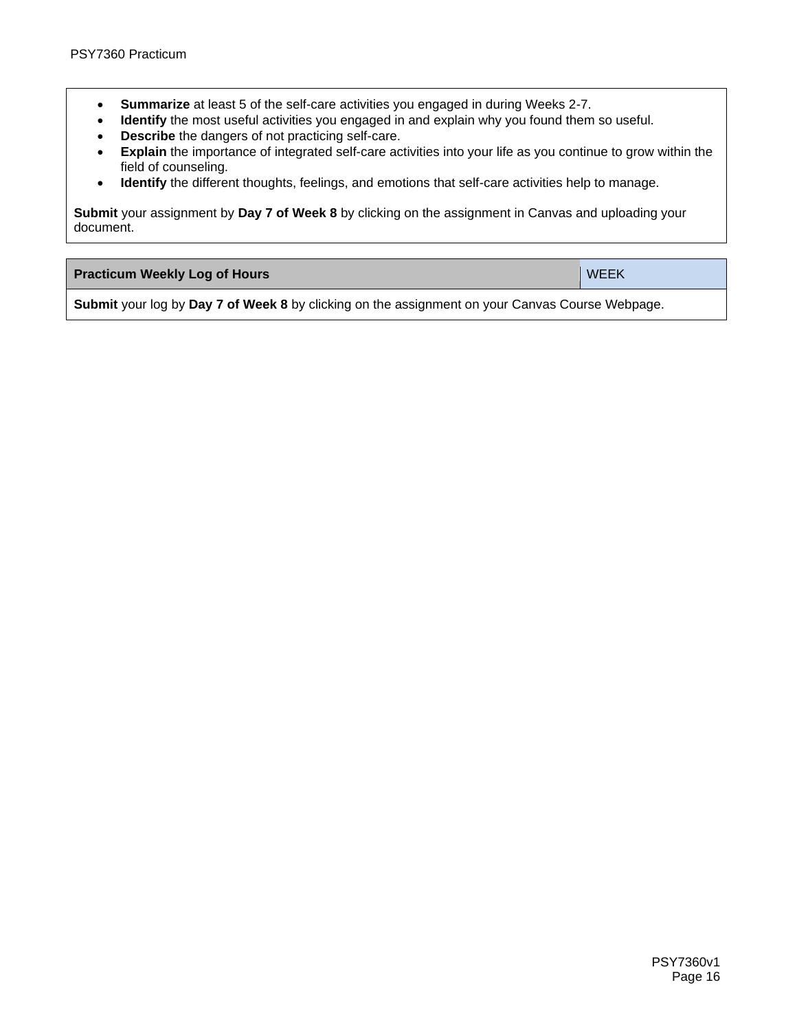- **Summarize** at least 5 of the self-care activities you engaged in during Weeks 2-7.
- **Identify** the most useful activities you engaged in and explain why you found them so useful.
- **Describe** the dangers of not practicing self-care.
- **Explain** the importance of integrated self-care activities into your life as you continue to grow within the field of counseling.
- **Identify** the different thoughts, feelings, and emotions that self-care activities help to manage.

**Submit** your assignment by **Day 7 of Week 8** by clicking on the assignment in Canvas and uploading your document.

| **Practicum Weekly Log of Hours** | WEEK |
| --- | --- |
| **Submit** your log by **Day 7 of Week 8** by clicking on the assignment on your Canvas Course Webpage. | |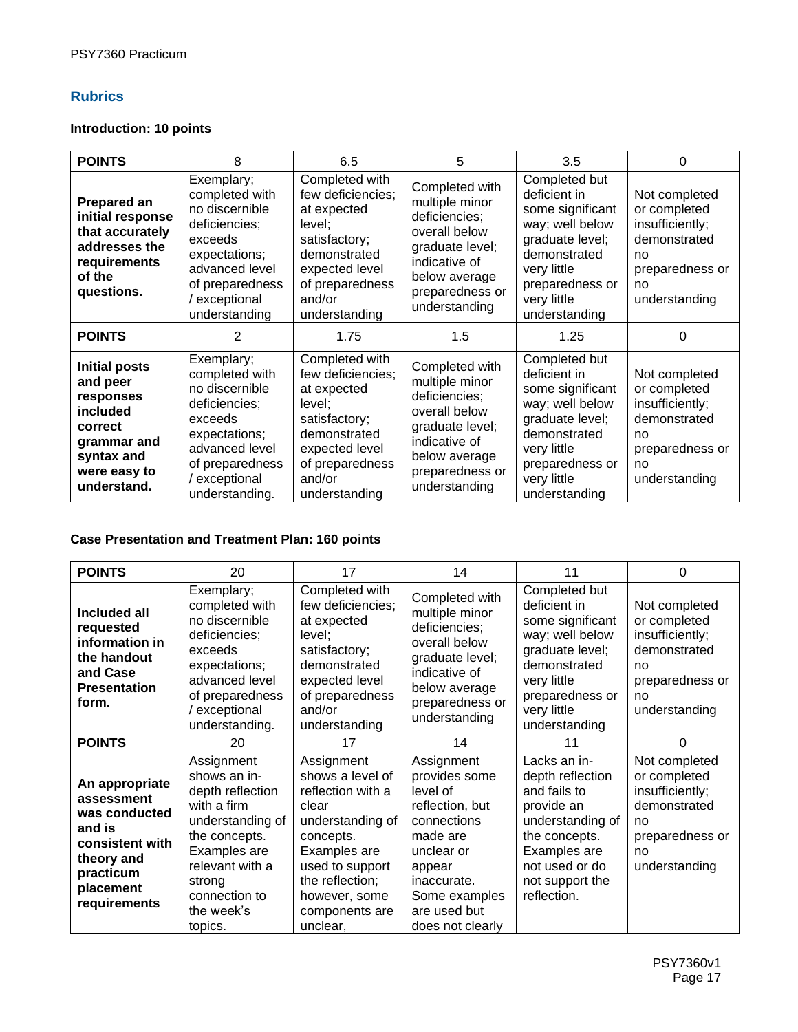## Rubrics

### Introduction: 10 points

| POINTS | 8 | 6.5 | 5 | 3.5 | 0 |
|---|---|---|---|---|---|
| **Prepared an initial response that accurately addresses the requirements of the questions.** | Exemplary; completed with no discernible deficiencies; exceeds expectations; advanced level of preparedness / exceptional understanding | Completed with few deficiencies; at expected level; satisfactory; demonstrated expected level of preparedness and/or understanding | Completed with multiple minor deficiencies; overall below graduate level; indicative of below average preparedness or understanding | Completed but deficient in some significant way; well below graduate level; demonstrated very little preparedness or very little understanding | Not completed or completed insufficiently; demonstrated no preparedness or no understanding |
| **POINTS** | 2 | 1.75 | 1.5 | 1.25 | 0 |
| **Initial posts and peer responses included correct grammar and syntax and were easy to understand.** | Exemplary; completed with no discernible deficiencies; exceeds expectations; advanced level of preparedness / exceptional understanding. | Completed with few deficiencies; at expected level; satisfactory; demonstrated expected level of preparedness and/or understanding | Completed with multiple minor deficiencies; overall below graduate level; indicative of below average preparedness or understanding | Completed but deficient in some significant way; well below graduate level; demonstrated very little preparedness or very little understanding | Not completed or completed insufficiently; demonstrated no preparedness or no understanding |

### Case Presentation and Treatment Plan: 160 points

| POINTS | 20 | 17 | 14 | 11 | 0 |
|---|---|---|---|---|---|
| **Included all requested information in the handout and Case Presentation form.** | Exemplary; completed with no discernible deficiencies; exceeds expectations; advanced level of preparedness / exceptional understanding. | Completed with few deficiencies; at expected level; satisfactory; demonstrated expected level of preparedness and/or understanding | Completed with multiple minor deficiencies; overall below graduate level; indicative of below average preparedness or understanding | Completed but deficient in some significant way; well below graduate level; demonstrated very little preparedness or very little understanding | Not completed or completed insufficiently; demonstrated no preparedness or no understanding |
| **POINTS** | 20 | 17 | 14 | 11 | 0 |
| **An appropriate assessment was conducted and is consistent with theory and practicum placement requirements** | Assignment shows an in-depth reflection with a firm understanding of the concepts. Examples are relevant with a strong connection to the week's topics. | Assignment shows a level of reflection with a clear understanding of concepts. Examples are used to support the reflection; however, some components are unclear, | Assignment provides some level of reflection, but connections made are unclear or appear inaccurate. Some examples are used but does not clearly | Lacks an in-depth reflection and fails to provide an understanding of the concepts. Examples are not used or do not support the reflection. | Not completed or completed insufficiently; demonstrated no preparedness or no understanding |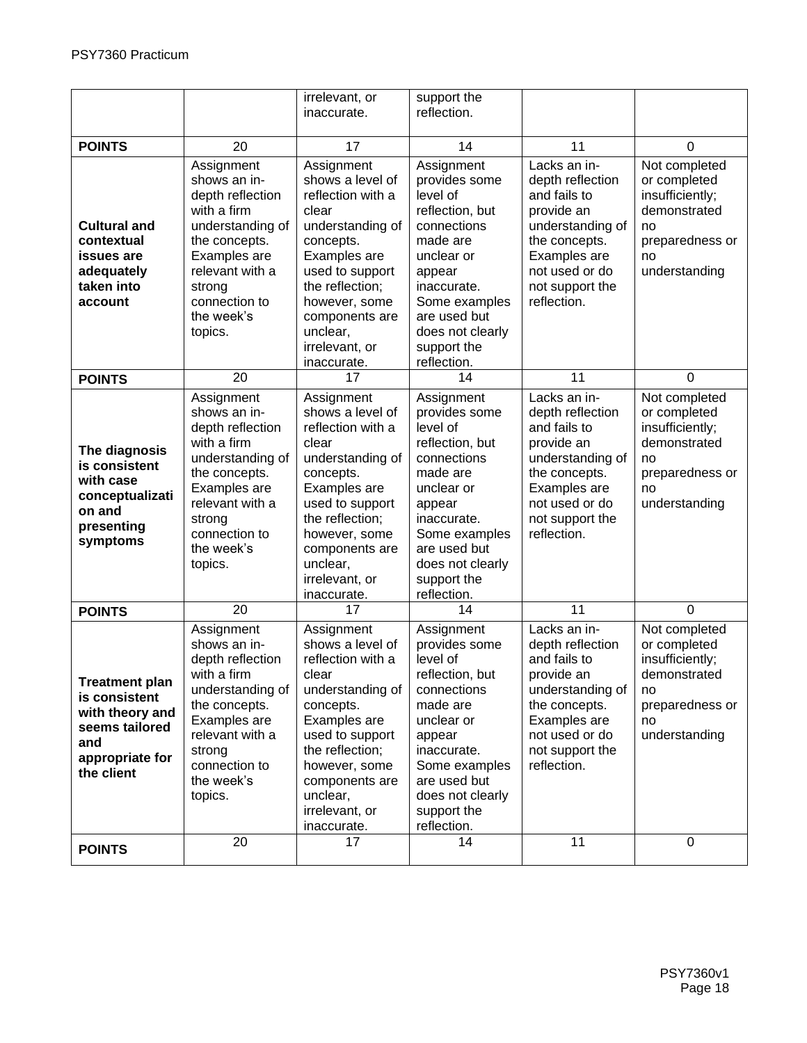| | | irrelevant, or inaccurate. | support the reflection. | | |
|---|---|---|---|---|---|
| **POINTS** | 20 | 17 | 14 | 11 | 0 |
| **Cultural and contextual issues are adequately taken into account** | Assignment shows an in-depth reflection with a firm understanding of the concepts. Examples are relevant with a strong connection to the week's topics. | Assignment shows a level of reflection with a clear understanding of concepts. Examples are used to support the reflection; however, some components are unclear, irrelevant, or inaccurate. | Assignment provides some level of reflection, but connections made are unclear or appear inaccurate. Some examples are used but does not clearly support the reflection. | Lacks an in-depth reflection and fails to provide an understanding of the concepts. Examples are not used or do not support the reflection. | Not completed or completed insufficiently; demonstrated no preparedness or no understanding |
| **POINTS** | 20 | 17 | 14 | 11 | 0 |
| **The diagnosis is consistent with case conceptualization and presenting symptoms** | Assignment shows an in-depth reflection with a firm understanding of the concepts. Examples are relevant with a strong connection to the week's topics. | Assignment shows a level of reflection with a clear understanding of concepts. Examples are used to support the reflection; however, some components are unclear, irrelevant, or inaccurate. | Assignment provides some level of reflection, but connections made are unclear or appear inaccurate. Some examples are used but does not clearly support the reflection. | Lacks an in-depth reflection and fails to provide an understanding of the concepts. Examples are not used or do not support the reflection. | Not completed or completed insufficiently; demonstrated no preparedness or no understanding |
| **POINTS** | 20 | 17 | 14 | 11 | 0 |
| **Treatment plan is consistent with theory and seems tailored and appropriate for the client** | Assignment shows an in-depth reflection with a firm understanding of the concepts. Examples are relevant with a strong connection to the week's topics. | Assignment shows a level of reflection with a clear understanding of concepts. Examples are used to support the reflection; however, some components are unclear, irrelevant, or inaccurate. | Assignment provides some level of reflection, but connections made are unclear or appear inaccurate. Some examples are used but does not clearly support the reflection. | Lacks an in-depth reflection and fails to provide an understanding of the concepts. Examples are not used or do not support the reflection. | Not completed or completed insufficiently; demonstrated no preparedness or no understanding |
| **POINTS** | 20 | 17 | 14 | 11 | 0 |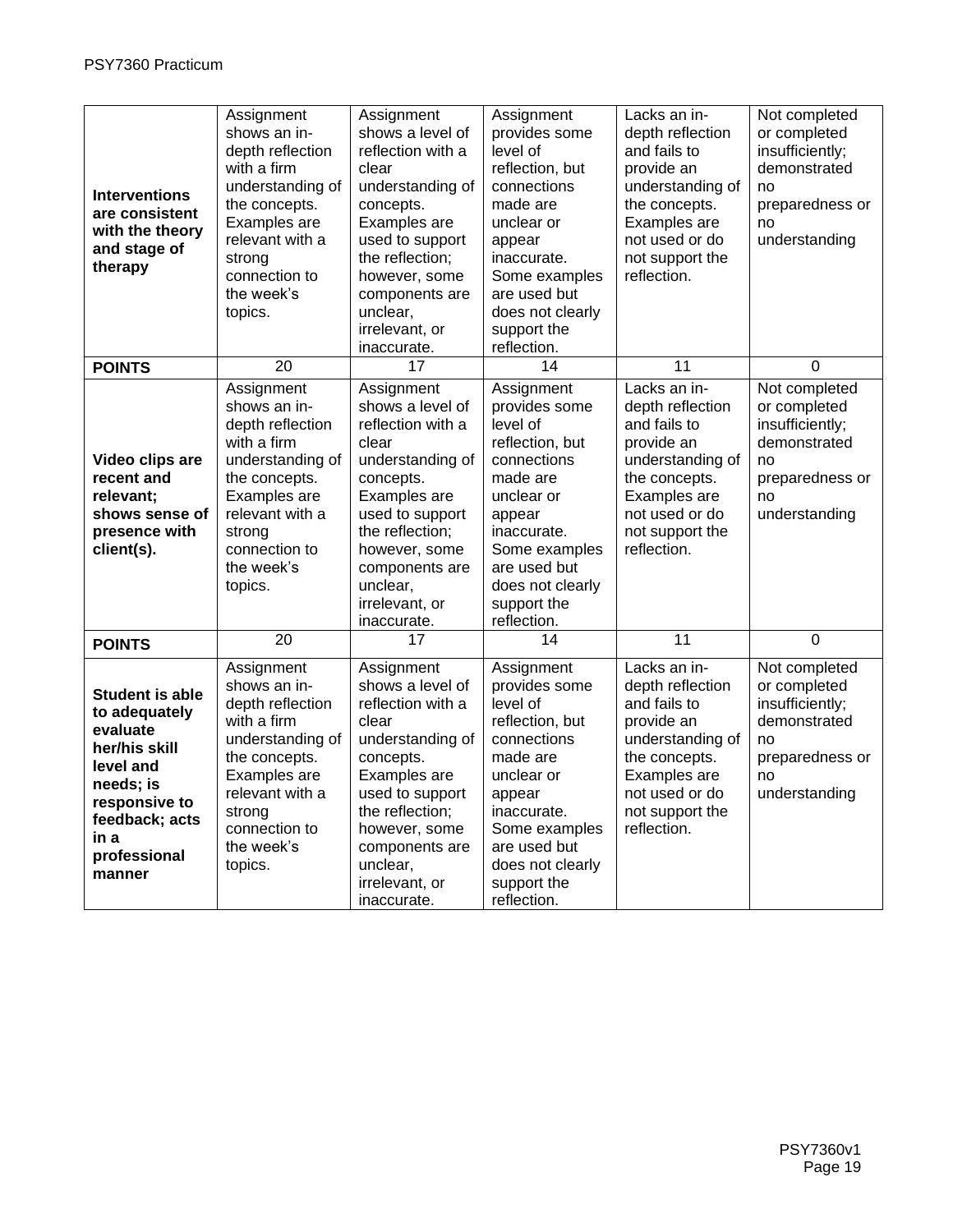| | | | | | |
|---|---|---|---|---|---|
| **Interventions are consistent with the theory and stage of therapy** | Assignment shows an in-depth reflection with a firm understanding of the concepts. Examples are relevant with a strong connection to the week's topics. | Assignment shows a level of reflection with a clear understanding of concepts. Examples are used to support the reflection; however, some components are unclear, irrelevant, or inaccurate. | Assignment provides some level of reflection, but connections made are unclear or appear inaccurate. Some examples are used but does not clearly support the reflection. | Lacks an in-depth reflection and fails to provide an understanding of the concepts. Examples are not used or do not support the reflection. | Not completed or completed insufficiently; demonstrated no preparedness or no understanding |
| **POINTS** | 20 | 17 | 14 | 11 | 0 |
| **Video clips are recent and relevant; shows sense of presence with client(s).** | Assignment shows an in-depth reflection with a firm understanding of the concepts. Examples are relevant with a strong connection to the week's topics. | Assignment shows a level of reflection with a clear understanding of concepts. Examples are used to support the reflection; however, some components are unclear, irrelevant, or inaccurate. | Assignment provides some level of reflection, but connections made are unclear or appear inaccurate. Some examples are used but does not clearly support the reflection. | Lacks an in-depth reflection and fails to provide an understanding of the concepts. Examples are not used or do not support the reflection. | Not completed or completed insufficiently; demonstrated no preparedness or no understanding |
| **POINTS** | 20 | 17 | 14 | 11 | 0 |
| **Student is able to adequately evaluate her/his skill level and needs; is responsive to feedback; acts in a professional manner** | Assignment shows an in-depth reflection with a firm understanding of the concepts. Examples are relevant with a strong connection to the week's topics. | Assignment shows a level of reflection with a clear understanding of concepts. Examples are used to support the reflection; however, some components are unclear, irrelevant, or inaccurate. | Assignment provides some level of reflection, but connections made are unclear or appear inaccurate. Some examples are used but does not clearly support the reflection. | Lacks an in-depth reflection and fails to provide an understanding of the concepts. Examples are not used or do not support the reflection. | Not completed or completed insufficiently; demonstrated no preparedness or no understanding |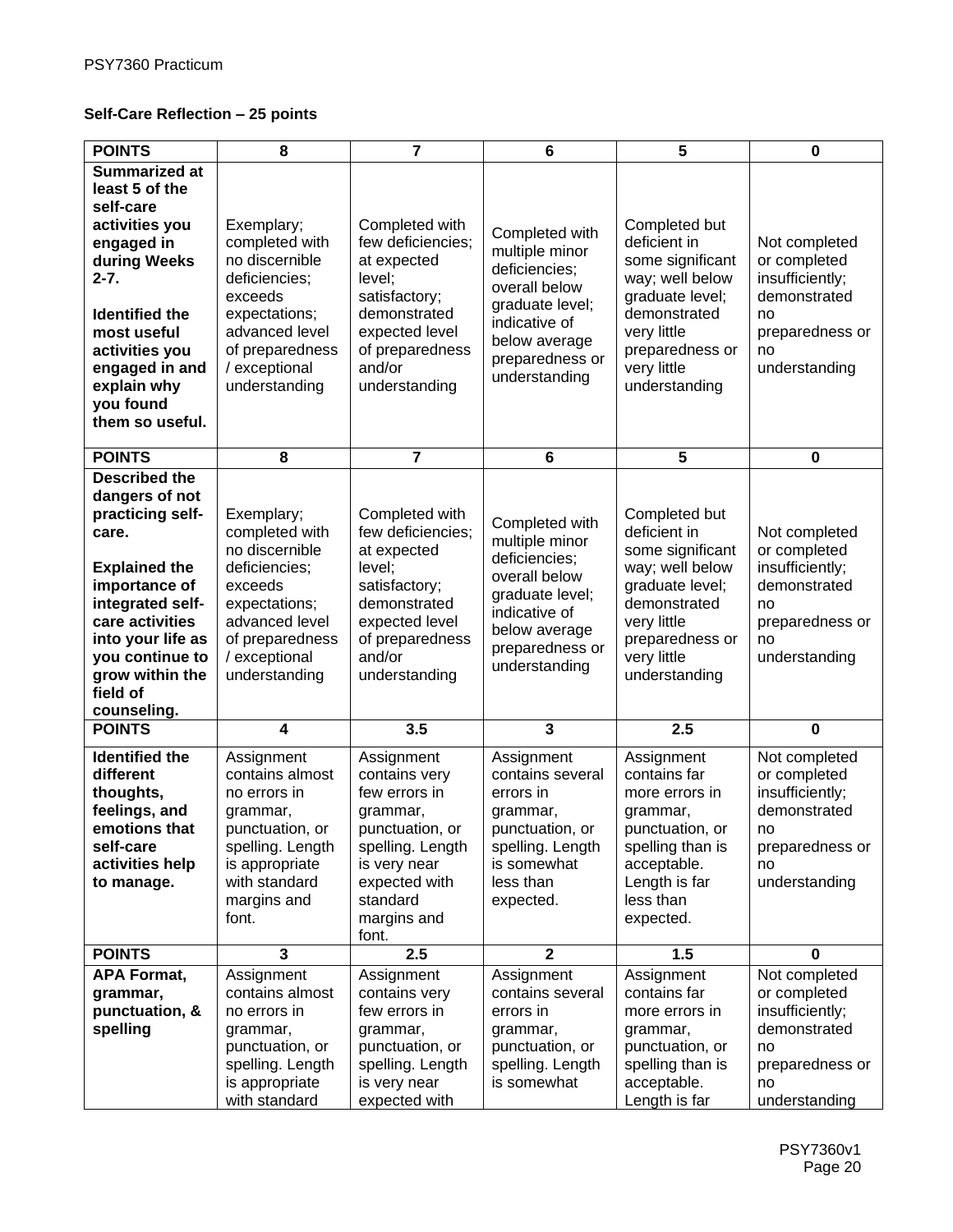**Self-Care Reflection – 25 points**

| POINTS | 8 | 7 | 6 | 5 | 0 |
|---|---|---|---|---|---|
| **Summarized at least 5 of the self-care activities you engaged in during Weeks 2-7.**<br><br>**Identified the most useful activities you engaged in and explain why you found them so useful.** | Exemplary; completed with no discernible deficiencies; exceeds expectations; advanced level of preparedness / exceptional understanding | Completed with few deficiencies; at expected level; satisfactory; demonstrated expected level of preparedness and/or understanding | Completed with multiple minor deficiencies; overall below graduate level; indicative of below average preparedness or understanding | Completed but deficient in some significant way; well below graduate level; demonstrated very little preparedness or very little understanding | Not completed or completed insufficiently; demonstrated no preparedness or no understanding |
| **POINTS** | **8** | **7** | **6** | **5** | **0** |
| **Described the dangers of not practicing self-care.**<br><br>**Explained the importance of integrated self-care activities into your life as you continue to grow within the field of counseling.** | Exemplary; completed with no discernible deficiencies; exceeds expectations; advanced level of preparedness / exceptional understanding | Completed with few deficiencies; at expected level; satisfactory; demonstrated expected level of preparedness and/or understanding | Completed with multiple minor deficiencies; overall below graduate level; indicative of below average preparedness or understanding | Completed but deficient in some significant way; well below graduate level; demonstrated very little preparedness or very little understanding | Not completed or completed insufficiently; demonstrated no preparedness or no understanding |
| **POINTS** | **4** | **3.5** | **3** | **2.5** | **0** |
| **Identified the different thoughts, feelings, and emotions that self-care activities help to manage.** | Assignment contains almost no errors in grammar, punctuation, or spelling. Length is appropriate with standard margins and font. | Assignment contains very few errors in grammar, punctuation, or spelling. Length is very near expected with standard margins and font. | Assignment contains several errors in grammar, punctuation, or spelling. Length is somewhat less than expected. | Assignment contains far more errors in grammar, punctuation, or spelling than is acceptable. Length is far less than expected. | Not completed or completed insufficiently; demonstrated no preparedness or no understanding |
| **POINTS** | **3** | **2.5** | **2** | **1.5** | **0** |
| **APA Format, grammar, punctuation, & spelling** | Assignment contains almost no errors in grammar, punctuation, or spelling. Length is appropriate with standard | Assignment contains very few errors in grammar, punctuation, or spelling. Length is very near expected with | Assignment contains several errors in grammar, punctuation, or spelling. Length is somewhat | Assignment contains far more errors in grammar, punctuation, or spelling than is acceptable. Length is far | Not completed or completed insufficiently; demonstrated no preparedness or no understanding |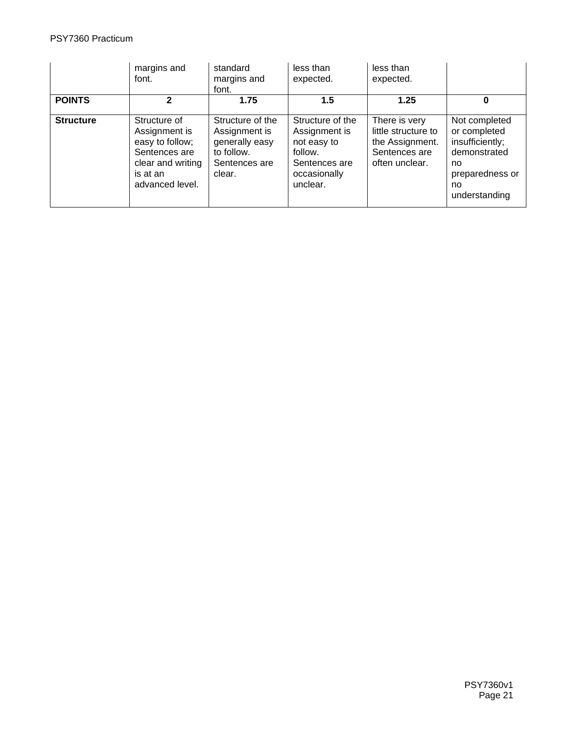| | | | | | |
|---|---|---|---|---|---|
| | margins and font. | standard margins and font. | less than expected. | less than expected. | |
| **POINTS** | **2** | **1.75** | **1.5** | **1.25** | **0** |
| **Structure** | Structure of Assignment is easy to follow; Sentences are clear and writing is at an advanced level. | Structure of the Assignment is generally easy to follow. Sentences are clear. | Structure of the Assignment is not easy to follow. Sentences are occasionally unclear. | There is very little structure to the Assignment. Sentences are often unclear. | Not completed or completed insufficiently; demonstrated no preparedness or no understanding |